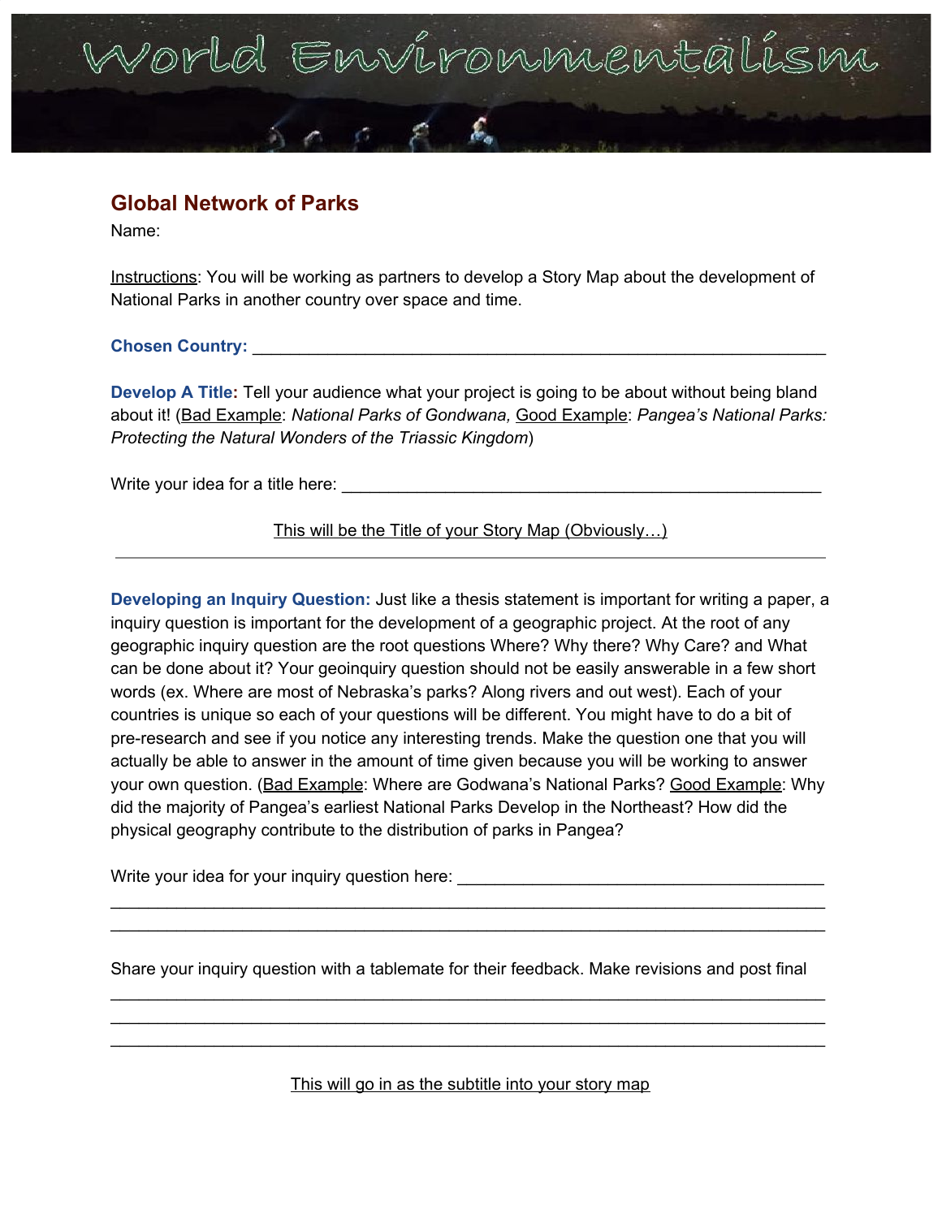# World Environmentalism

## Global Network of Parks

Name:

Instructions: You will be working as partners to develop a Story Map about the development of National Parks in another country over space and time.

**Chosen Country:** ____________________________________________________________

**Develop A Title:** Tell your audience what your project is going to be about without being bland about it! (Bad Example: *National Parks of Gondwana,* Good Example: *Pangea's National Parks: Protecting the Natural Wonders of the Triassic Kingdom*)

Write your idea for a title here: ____________________________________________________

This will be the Title of your Story Map (Obviously…)

---

**Developing an Inquiry Question:** Just like a thesis statement is important for writing a paper, a inquiry question is important for the development of a geographic project. At the root of any geographic inquiry question are the root questions Where? Why there? Why Care? and What can be done about it? Your geoinquiry question should not be easily answerable in a few short words (ex. Where are most of Nebraska's parks? Along rivers and out west). Each of your countries is unique so each of your questions will be different. You might have to do a bit of pre-research and see if you notice any interesting trends. Make the question one that you will actually be able to answer in the amount of time given because you will be working to answer your own question. (Bad Example: Where are Godwana's National Parks? Good Example: Why did the majority of Pangea's earliest National Parks Develop in the Northeast? How did the physical geography contribute to the distribution of parks in Pangea?

Write your idea for your inquiry question here: ______________________________________
__________________________________________________________________________
__________________________________________________________________________

Share your inquiry question with a tablemate for their feedback. Make revisions and post final
__________________________________________________________________________
__________________________________________________________________________
__________________________________________________________________________

This will go in as the subtitle into your story map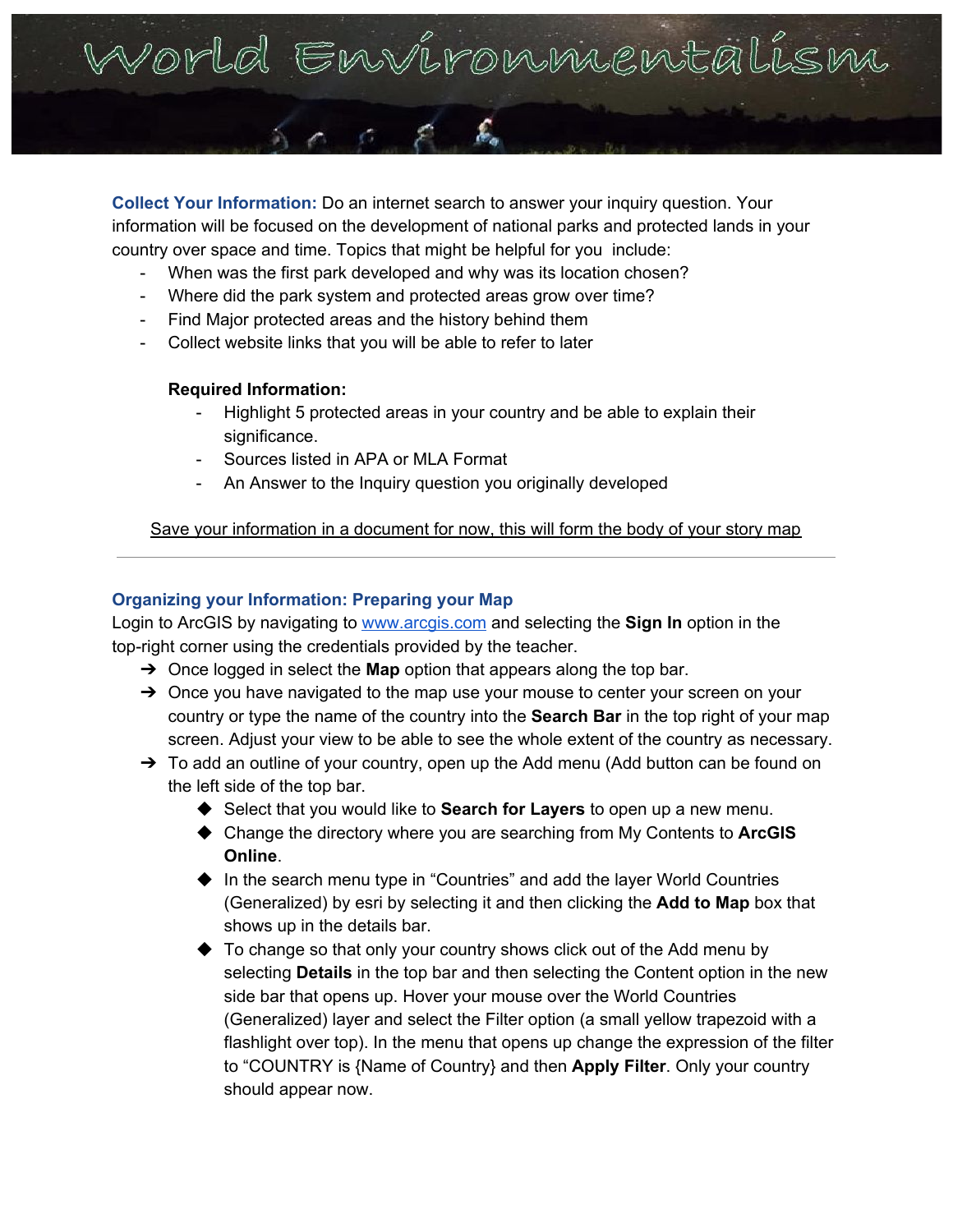**Collect Your Information:** Do an internet search to answer your inquiry question. Your information will be focused on the development of national parks and protected lands in your country over space and time. Topics that might be helpful for you include:

- When was the first park developed and why was its location chosen?
- Where did the park system and protected areas grow over time?
- Find Major protected areas and the history behind them
- Collect website links that you will be able to refer to later

**Required Information:**

- Highlight 5 protected areas in your country and be able to explain their significance.
- Sources listed in APA or MLA Format
- An Answer to the Inquiry question you originally developed

<u>Save your information in a document for now, this will form the body of your story map</u>

---

## Organizing your Information: Preparing your Map

Login to ArcGIS by navigating to [www.arcgis.com](www.arcgis.com) and selecting the **Sign In** option in the top-right corner using the credentials provided by the teacher.

- Once logged in select the **Map** option that appears along the top bar.
- Once you have navigated to the map use your mouse to center your screen on your country or type the name of the country into the **Search Bar** in the top right of your map screen. Adjust your view to be able to see the whole extent of the country as necessary.
- To add an outline of your country, open up the Add menu (Add button can be found on the left side of the top bar.
  - Select that you would like to **Search for Layers** to open up a new menu.
  - Change the directory where you are searching from My Contents to **ArcGIS Online**.
  - In the search menu type in "Countries" and add the layer World Countries (Generalized) by esri by selecting it and then clicking the **Add to Map** box that shows up in the details bar.
  - To change so that only your country shows click out of the Add menu by selecting **Details** in the top bar and then selecting the Content option in the new side bar that opens up. Hover your mouse over the World Countries (Generalized) layer and select the Filter option (a small yellow trapezoid with a flashlight over top). In the menu that opens up change the expression of the filter to "COUNTRY is {Name of Country} and then **Apply Filter**. Only your country should appear now.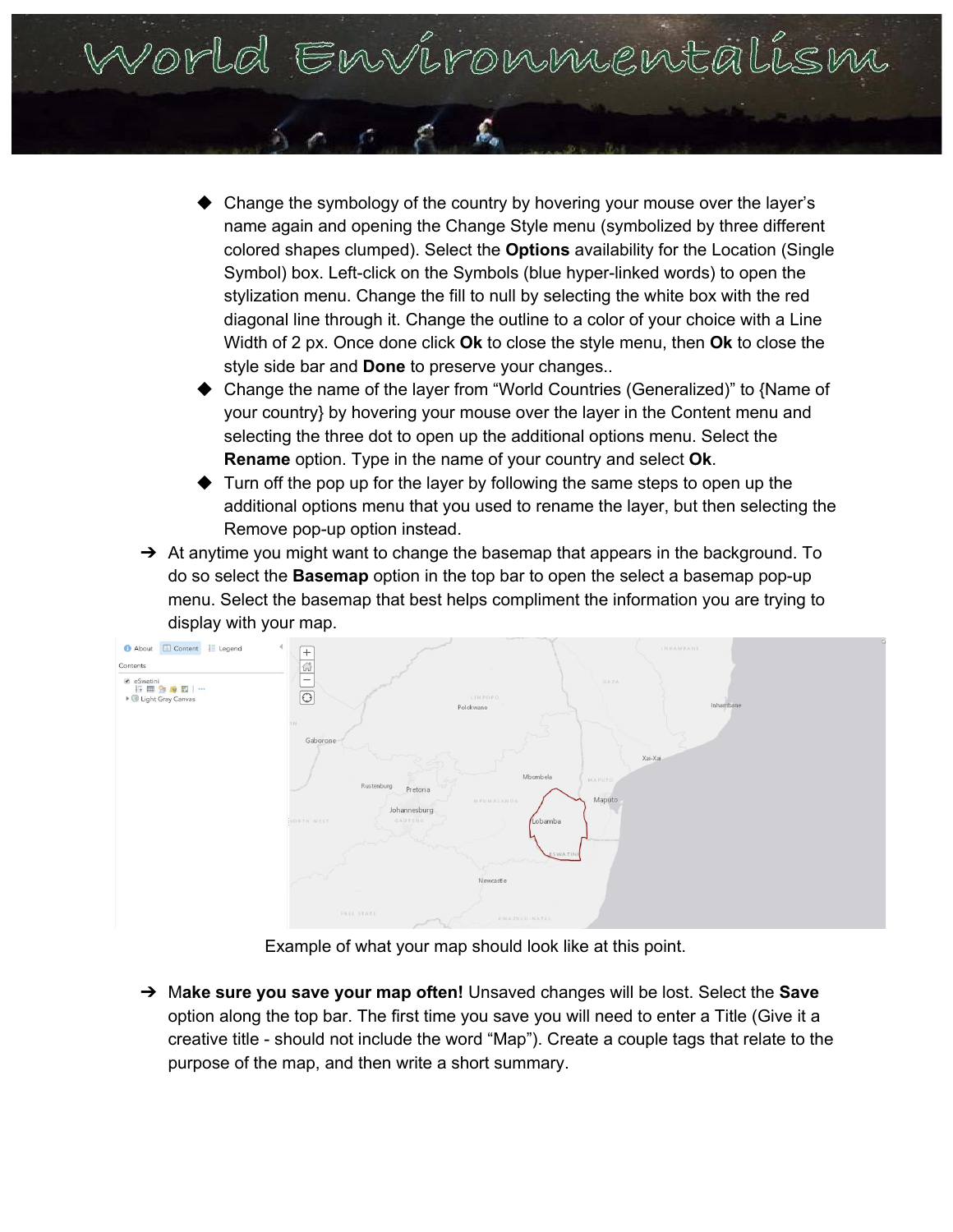- Change the symbology of the country by hovering your mouse over the layer's name again and opening the Change Style menu (symbolized by three different colored shapes clumped). Select the **Options** availability for the Location (Single Symbol) box. Left-click on the Symbols (blue hyper-linked words) to open the stylization menu. Change the fill to null by selecting the white box with the red diagonal line through it. Change the outline to a color of your choice with a Line Width of 2 px. Once done click **Ok** to close the style menu, then **Ok** to close the style side bar and **Done** to preserve your changes..
- Change the name of the layer from "World Countries (Generalized)" to {Name of your country} by hovering your mouse over the layer in the Content menu and selecting the three dot to open up the additional options menu. Select the **Rename** option. Type in the name of your country and select **Ok**.
- Turn off the pop up for the layer by following the same steps to open up the additional options menu that you used to rename the layer, but then selecting the Remove pop-up option instead.

- At anytime you might want to change the basemap that appears in the background. To do so select the **Basemap** option in the top bar to open the select a basemap pop-up menu. Select the basemap that best helps compliment the information you are trying to display with your map.

Example of what your map should look like at this point.

- M**ake sure you save your map often!** Unsaved changes will be lost. Select the **Save** option along the top bar. The first time you save you will need to enter a Title (Give it a creative title - should not include the word "Map"). Create a couple tags that relate to the purpose of the map, and then write a short summary.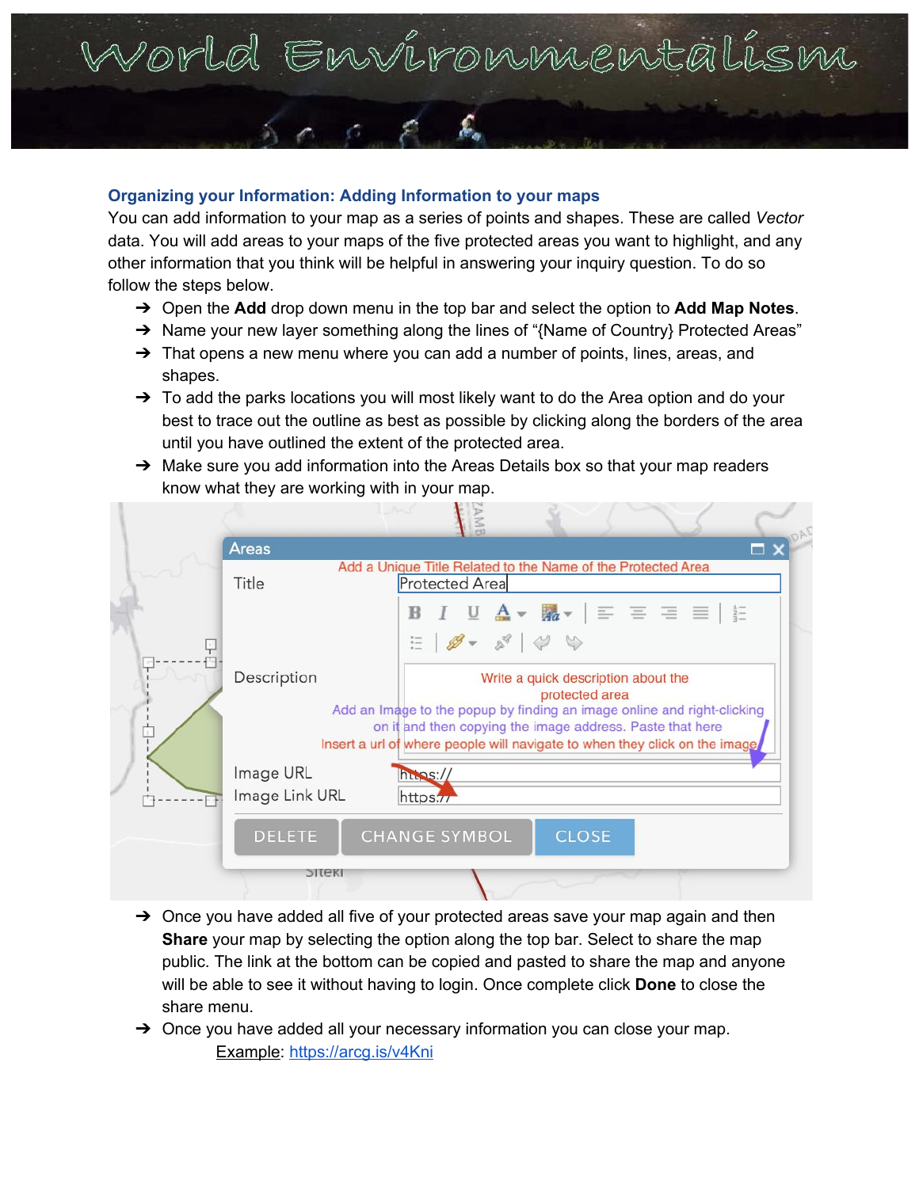World Environmentalism

## Organizing your Information: Adding Information to your maps

You can add information to your map as a series of points and shapes. These are called *Vector* data. You will add areas to your maps of the five protected areas you want to highlight, and any other information that you think will be helpful in answering your inquiry question. To do so follow the steps below.

- Open the **Add** drop down menu in the top bar and select the option to **Add Map Notes**.
- Name your new layer something along the lines of "{Name of Country} Protected Areas"
- That opens a new menu where you can add a number of points, lines, areas, and shapes.
- To add the parks locations you will most likely want to do the Area option and do your best to trace out the outline as best as possible by clicking along the borders of the area until you have outlined the extent of the protected area.
- Make sure you add information into the Areas Details box so that your map readers know what they are working with in your map.

Areas

Title — Add a Unique Title Related to the Name of the Protected Area — Protected Area

Description — Write a quick description about the protected area

Add an Image to the popup by finding an image online and right-clicking on it and then copying the image address. Paste that here

Insert a url of where people will navigate to when they click on the image

Image URL — https://

Image Link URL — https://

DELETE | CHANGE SYMBOL | CLOSE

- Once you have added all five of your protected areas save your map again and then **Share** your map by selecting the option along the top bar. Select to share the map public. The link at the bottom can be copied and pasted to share the map and anyone will be able to see it without having to login. Once complete click **Done** to close the share menu.
- Once you have added all your necessary information you can close your map.

  Example: https://arcg.is/v4Kni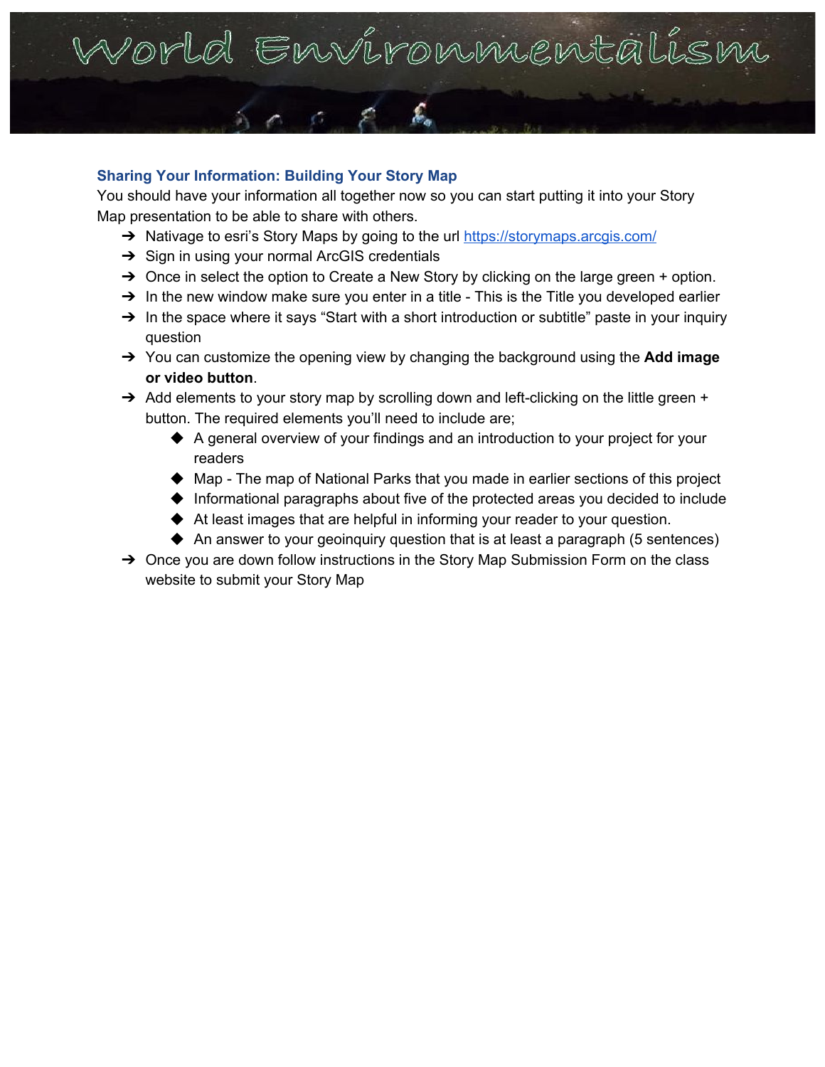# World Environmentalism

## Sharing Your Information: Building Your Story Map

You should have your information all together now so you can start putting it into your Story Map presentation to be able to share with others.

- Nativage to esri's Story Maps by going to the url https://storymaps.arcgis.com/
- Sign in using your normal ArcGIS credentials
- Once in select the option to Create a New Story by clicking on the large green + option.
- In the new window make sure you enter in a title - This is the Title you developed earlier
- In the space where it says "Start with a short introduction or subtitle" paste in your inquiry question
- You can customize the opening view by changing the background using the **Add image or video button**.
- Add elements to your story map by scrolling down and left-clicking on the little green + button. The required elements you'll need to include are;
  - A general overview of your findings and an introduction to your project for your readers
  - Map - The map of National Parks that you made in earlier sections of this project
  - Informational paragraphs about five of the protected areas you decided to include
  - At least images that are helpful in informing your reader to your question.
  - An answer to your geoinquiry question that is at least a paragraph (5 sentences)
- Once you are down follow instructions in the Story Map Submission Form on the class website to submit your Story Map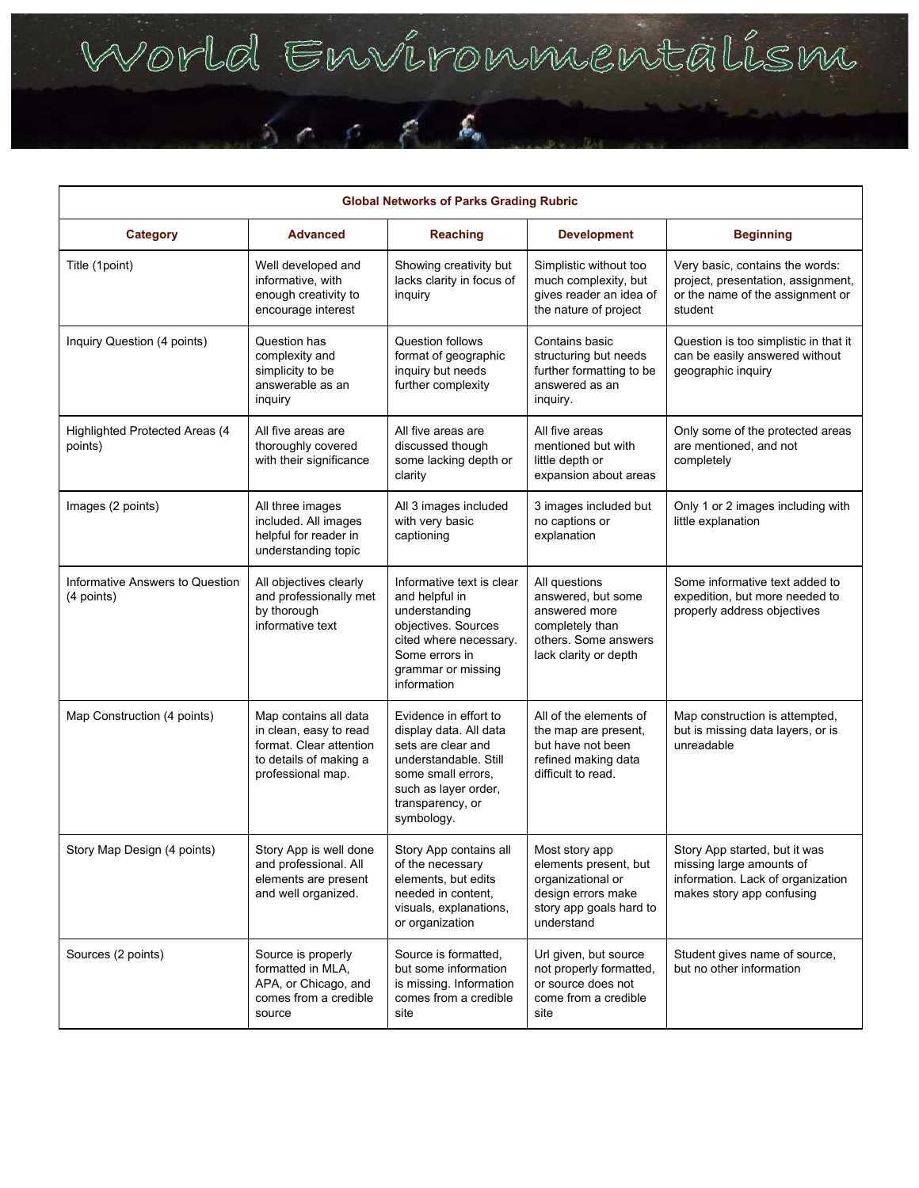# World Environmentalism

| Global Networks of Parks Grading Rubric | | | | |
|---|---|---|---|---|
| **Category** | **Advanced** | **Reaching** | **Development** | **Beginning** |
| Title (1point) | Well developed and informative, with enough creativity to encourage interest | Showing creativity but lacks clarity in focus of inquiry | Simplistic without too much complexity, but gives reader an idea of the nature of project | Very basic, contains the words: project, presentation, assignment, or the name of the assignment or student |
| Inquiry Question (4 points) | Question has complexity and simplicity to be answerable as an inquiry | Question follows format of geographic inquiry but needs further complexity | Contains basic structuring but needs further formatting to be answered as an inquiry. | Question is too simplistic in that it can be easily answered without geographic inquiry |
| Highlighted Protected Areas (4 points) | All five areas are thoroughly covered with their significance | All five areas are discussed though some lacking depth or clarity | All five areas mentioned but with little depth or expansion about areas | Only some of the protected areas are mentioned, and not completely |
| Images (2 points) | All three images included. All images helpful for reader in understanding topic | All 3 images included with very basic captioning | 3 images included but no captions or explanation | Only 1 or 2 images including with little explanation |
| Informative Answers to Question (4 points) | All objectives clearly and professionally met by thorough informative text | Informative text is clear and helpful in understanding objectives. Sources cited where necessary. Some errors in grammar or missing information | All questions answered, but some answered more completely than others. Some answers lack clarity or depth | Some informative text added to expedition, but more needed to properly address objectives |
| Map Construction (4 points) | Map contains all data in clean, easy to read format. Clear attention to details of making a professional map. | Evidence in effort to display data. All data sets are clear and understandable. Still some small errors, such as layer order, transparency, or symbology. | All of the elements of the map are present, but have not been refined making data difficult to read. | Map construction is attempted, but is missing data layers, or is unreadable |
| Story Map Design (4 points) | Story App is well done and professional. All elements are present and well organized. | Story App contains all of the necessary elements, but edits needed in content, visuals, explanations, or organization | Most story app elements present, but organizational or design errors make story app goals hard to understand | Story App started, but it was missing large amounts of information. Lack of organization makes story app confusing |
| Sources (2 points) | Source is properly formatted in MLA, APA, or Chicago, and comes from a credible source | Source is formatted, but some information is missing. Information comes from a credible site | Url given, but source not properly formatted, or source does not come from a credible site | Student gives name of source, but no other information |